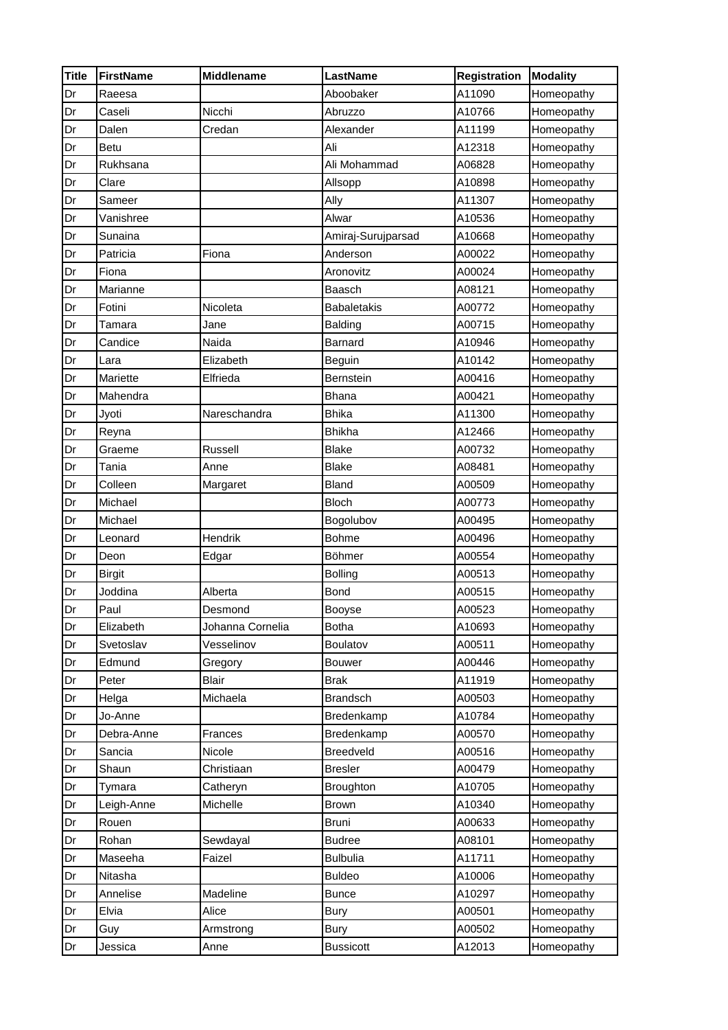| Title | FirstName | Middlename | LastName | Registration | Modality |
|---|---|---|---|---|---|
| Dr | Raeesa | | Aboobaker | A11090 | Homeopathy |
| Dr | Caseli | Nicchi | Abruzzo | A10766 | Homeopathy |
| Dr | Dalen | Credan | Alexander | A11199 | Homeopathy |
| Dr | Betu | | Ali | A12318 | Homeopathy |
| Dr | Rukhsana | | Ali Mohammad | A06828 | Homeopathy |
| Dr | Clare | | Allsopp | A10898 | Homeopathy |
| Dr | Sameer | | Ally | A11307 | Homeopathy |
| Dr | Vanishree | | Alwar | A10536 | Homeopathy |
| Dr | Sunaina | | Amiraj-Surujparsad | A10668 | Homeopathy |
| Dr | Patricia | Fiona | Anderson | A00022 | Homeopathy |
| Dr | Fiona | | Aronovitz | A00024 | Homeopathy |
| Dr | Marianne | | Baasch | A08121 | Homeopathy |
| Dr | Fotini | Nicoleta | Babaletakis | A00772 | Homeopathy |
| Dr | Tamara | Jane | Balding | A00715 | Homeopathy |
| Dr | Candice | Naida | Barnard | A10946 | Homeopathy |
| Dr | Lara | Elizabeth | Beguin | A10142 | Homeopathy |
| Dr | Mariette | Elfrieda | Bernstein | A00416 | Homeopathy |
| Dr | Mahendra | | Bhana | A00421 | Homeopathy |
| Dr | Jyoti | Nareschandra | Bhika | A11300 | Homeopathy |
| Dr | Reyna | | Bhikha | A12466 | Homeopathy |
| Dr | Graeme | Russell | Blake | A00732 | Homeopathy |
| Dr | Tania | Anne | Blake | A08481 | Homeopathy |
| Dr | Colleen | Margaret | Bland | A00509 | Homeopathy |
| Dr | Michael | | Bloch | A00773 | Homeopathy |
| Dr | Michael | | Bogolubov | A00495 | Homeopathy |
| Dr | Leonard | Hendrik | Bohme | A00496 | Homeopathy |
| Dr | Deon | Edgar | Böhmer | A00554 | Homeopathy |
| Dr | Birgit | | Bolling | A00513 | Homeopathy |
| Dr | Joddina | Alberta | Bond | A00515 | Homeopathy |
| Dr | Paul | Desmond | Booyse | A00523 | Homeopathy |
| Dr | Elizabeth | Johanna Cornelia | Botha | A10693 | Homeopathy |
| Dr | Svetoslav | Vesselinov | Boulatov | A00511 | Homeopathy |
| Dr | Edmund | Gregory | Bouwer | A00446 | Homeopathy |
| Dr | Peter | Blair | Brak | A11919 | Homeopathy |
| Dr | Helga | Michaela | Brandsch | A00503 | Homeopathy |
| Dr | Jo-Anne | | Bredenkamp | A10784 | Homeopathy |
| Dr | Debra-Anne | Frances | Bredenkamp | A00570 | Homeopathy |
| Dr | Sancia | Nicole | Breedveld | A00516 | Homeopathy |
| Dr | Shaun | Christiaan | Bresler | A00479 | Homeopathy |
| Dr | Tymara | Catheryn | Broughton | A10705 | Homeopathy |
| Dr | Leigh-Anne | Michelle | Brown | A10340 | Homeopathy |
| Dr | Rouen | | Bruni | A00633 | Homeopathy |
| Dr | Rohan | Sewdayal | Budree | A08101 | Homeopathy |
| Dr | Maseeha | Faizel | Bulbulia | A11711 | Homeopathy |
| Dr | Nitasha | | Buldeo | A10006 | Homeopathy |
| Dr | Annelise | Madeline | Bunce | A10297 | Homeopathy |
| Dr | Elvia | Alice | Bury | A00501 | Homeopathy |
| Dr | Guy | Armstrong | Bury | A00502 | Homeopathy |
| Dr | Jessica | Anne | Bussicott | A12013 | Homeopathy |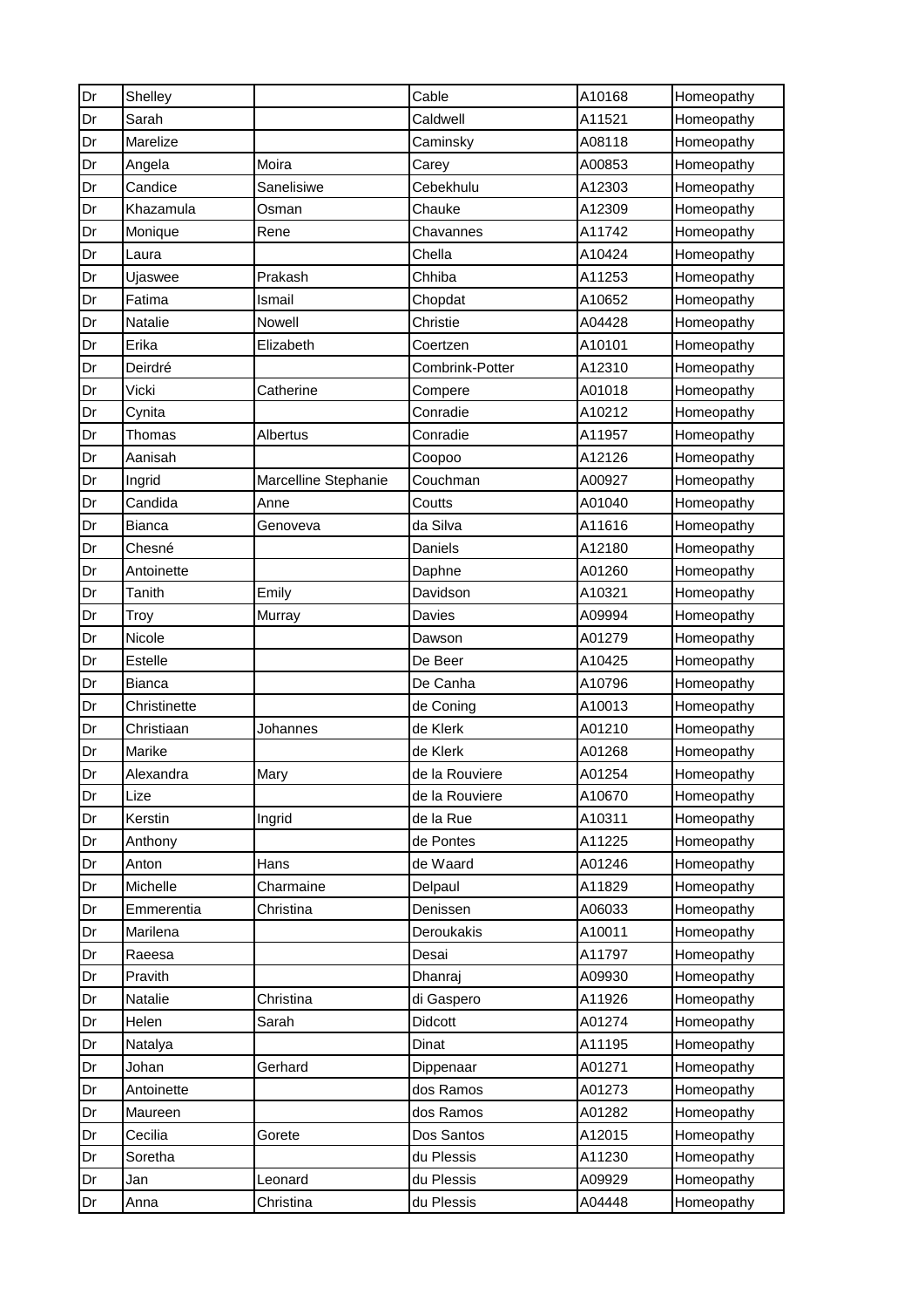| Dr | Shelley | | Cable | A10168 | Homeopathy |
|---|---|---|---|---|---|
| Dr | Sarah | | Caldwell | A11521 | Homeopathy |
| Dr | Marelize | | Caminsky | A08118 | Homeopathy |
| Dr | Angela | Moira | Carey | A00853 | Homeopathy |
| Dr | Candice | Sanelisiwe | Cebekhulu | A12303 | Homeopathy |
| Dr | Khazamula | Osman | Chauke | A12309 | Homeopathy |
| Dr | Monique | Rene | Chavannes | A11742 | Homeopathy |
| Dr | Laura | | Chella | A10424 | Homeopathy |
| Dr | Ujaswee | Prakash | Chhiba | A11253 | Homeopathy |
| Dr | Fatima | Ismail | Chopdat | A10652 | Homeopathy |
| Dr | Natalie | Nowell | Christie | A04428 | Homeopathy |
| Dr | Erika | Elizabeth | Coertzen | A10101 | Homeopathy |
| Dr | Deirdré | | Combrink-Potter | A12310 | Homeopathy |
| Dr | Vicki | Catherine | Compere | A01018 | Homeopathy |
| Dr | Cynita | | Conradie | A10212 | Homeopathy |
| Dr | Thomas | Albertus | Conradie | A11957 | Homeopathy |
| Dr | Aanisah | | Coopoo | A12126 | Homeopathy |
| Dr | Ingrid | Marcelline Stephanie | Couchman | A00927 | Homeopathy |
| Dr | Candida | Anne | Coutts | A01040 | Homeopathy |
| Dr | Bianca | Genoveva | da Silva | A11616 | Homeopathy |
| Dr | Chesné | | Daniels | A12180 | Homeopathy |
| Dr | Antoinette | | Daphne | A01260 | Homeopathy |
| Dr | Tanith | Emily | Davidson | A10321 | Homeopathy |
| Dr | Troy | Murray | Davies | A09994 | Homeopathy |
| Dr | Nicole | | Dawson | A01279 | Homeopathy |
| Dr | Estelle | | De Beer | A10425 | Homeopathy |
| Dr | Bianca | | De Canha | A10796 | Homeopathy |
| Dr | Christinette | | de Coning | A10013 | Homeopathy |
| Dr | Christiaan | Johannes | de Klerk | A01210 | Homeopathy |
| Dr | Marike | | de Klerk | A01268 | Homeopathy |
| Dr | Alexandra | Mary | de la Rouviere | A01254 | Homeopathy |
| Dr | Lize | | de la Rouviere | A10670 | Homeopathy |
| Dr | Kerstin | Ingrid | de la Rue | A10311 | Homeopathy |
| Dr | Anthony | | de Pontes | A11225 | Homeopathy |
| Dr | Anton | Hans | de Waard | A01246 | Homeopathy |
| Dr | Michelle | Charmaine | Delpaul | A11829 | Homeopathy |
| Dr | Emmerentia | Christina | Denissen | A06033 | Homeopathy |
| Dr | Marilena | | Deroukakis | A10011 | Homeopathy |
| Dr | Raeesa | | Desai | A11797 | Homeopathy |
| Dr | Pravith | | Dhanraj | A09930 | Homeopathy |
| Dr | Natalie | Christina | di Gaspero | A11926 | Homeopathy |
| Dr | Helen | Sarah | Didcott | A01274 | Homeopathy |
| Dr | Natalya | | Dinat | A11195 | Homeopathy |
| Dr | Johan | Gerhard | Dippenaar | A01271 | Homeopathy |
| Dr | Antoinette | | dos Ramos | A01273 | Homeopathy |
| Dr | Maureen | | dos Ramos | A01282 | Homeopathy |
| Dr | Cecilia | Gorete | Dos Santos | A12015 | Homeopathy |
| Dr | Soretha | | du Plessis | A11230 | Homeopathy |
| Dr | Jan | Leonard | du Plessis | A09929 | Homeopathy |
| Dr | Anna | Christina | du Plessis | A04448 | Homeopathy |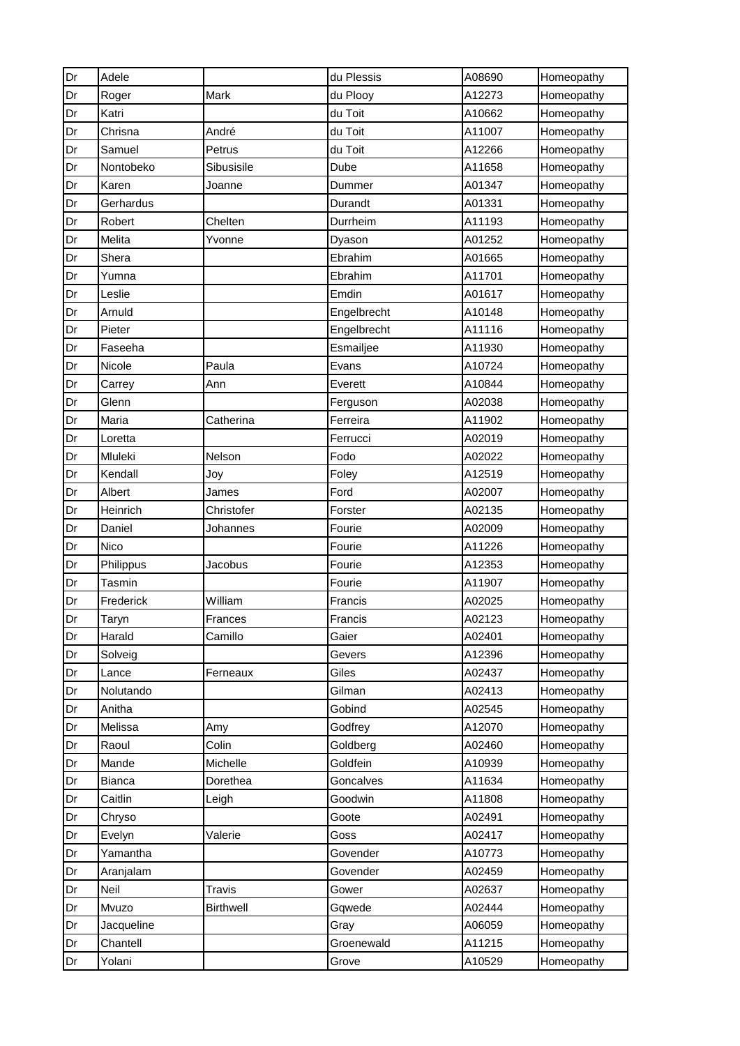| Dr | Adele |  | du Plessis | A08690 | Homeopathy |
|---|---|---|---|---|---|
| Dr | Roger | Mark | du Plooy | A12273 | Homeopathy |
| Dr | Katri |  | du Toit | A10662 | Homeopathy |
| Dr | Chrisna | André | du Toit | A11007 | Homeopathy |
| Dr | Samuel | Petrus | du Toit | A12266 | Homeopathy |
| Dr | Nontobeko | Sibusisile | Dube | A11658 | Homeopathy |
| Dr | Karen | Joanne | Dummer | A01347 | Homeopathy |
| Dr | Gerhardus |  | Durandt | A01331 | Homeopathy |
| Dr | Robert | Chelten | Durrheim | A11193 | Homeopathy |
| Dr | Melita | Yvonne | Dyason | A01252 | Homeopathy |
| Dr | Shera |  | Ebrahim | A01665 | Homeopathy |
| Dr | Yumna |  | Ebrahim | A11701 | Homeopathy |
| Dr | Leslie |  | Emdin | A01617 | Homeopathy |
| Dr | Arnuld |  | Engelbrecht | A10148 | Homeopathy |
| Dr | Pieter |  | Engelbrecht | A11116 | Homeopathy |
| Dr | Faseeha |  | Esmailjee | A11930 | Homeopathy |
| Dr | Nicole | Paula | Evans | A10724 | Homeopathy |
| Dr | Carrey | Ann | Everett | A10844 | Homeopathy |
| Dr | Glenn |  | Ferguson | A02038 | Homeopathy |
| Dr | Maria | Catherina | Ferreira | A11902 | Homeopathy |
| Dr | Loretta |  | Ferrucci | A02019 | Homeopathy |
| Dr | Mluleki | Nelson | Fodo | A02022 | Homeopathy |
| Dr | Kendall | Joy | Foley | A12519 | Homeopathy |
| Dr | Albert | James | Ford | A02007 | Homeopathy |
| Dr | Heinrich | Christofer | Forster | A02135 | Homeopathy |
| Dr | Daniel | Johannes | Fourie | A02009 | Homeopathy |
| Dr | Nico |  | Fourie | A11226 | Homeopathy |
| Dr | Philippus | Jacobus | Fourie | A12353 | Homeopathy |
| Dr | Tasmin |  | Fourie | A11907 | Homeopathy |
| Dr | Frederick | William | Francis | A02025 | Homeopathy |
| Dr | Taryn | Frances | Francis | A02123 | Homeopathy |
| Dr | Harald | Camillo | Gaier | A02401 | Homeopathy |
| Dr | Solveig |  | Gevers | A12396 | Homeopathy |
| Dr | Lance | Ferneaux | Giles | A02437 | Homeopathy |
| Dr | Nolutando |  | Gilman | A02413 | Homeopathy |
| Dr | Anitha |  | Gobind | A02545 | Homeopathy |
| Dr | Melissa | Amy | Godfrey | A12070 | Homeopathy |
| Dr | Raoul | Colin | Goldberg | A02460 | Homeopathy |
| Dr | Mande | Michelle | Goldfein | A10939 | Homeopathy |
| Dr | Bianca | Dorethea | Goncalves | A11634 | Homeopathy |
| Dr | Caitlin | Leigh | Goodwin | A11808 | Homeopathy |
| Dr | Chryso |  | Goote | A02491 | Homeopathy |
| Dr | Evelyn | Valerie | Goss | A02417 | Homeopathy |
| Dr | Yamantha |  | Govender | A10773 | Homeopathy |
| Dr | Aranjalam |  | Govender | A02459 | Homeopathy |
| Dr | Neil | Travis | Gower | A02637 | Homeopathy |
| Dr | Mvuzo | Birthwell | Gqwede | A02444 | Homeopathy |
| Dr | Jacqueline |  | Gray | A06059 | Homeopathy |
| Dr | Chantell |  | Groenewald | A11215 | Homeopathy |
| Dr | Yolani |  | Grove | A10529 | Homeopathy |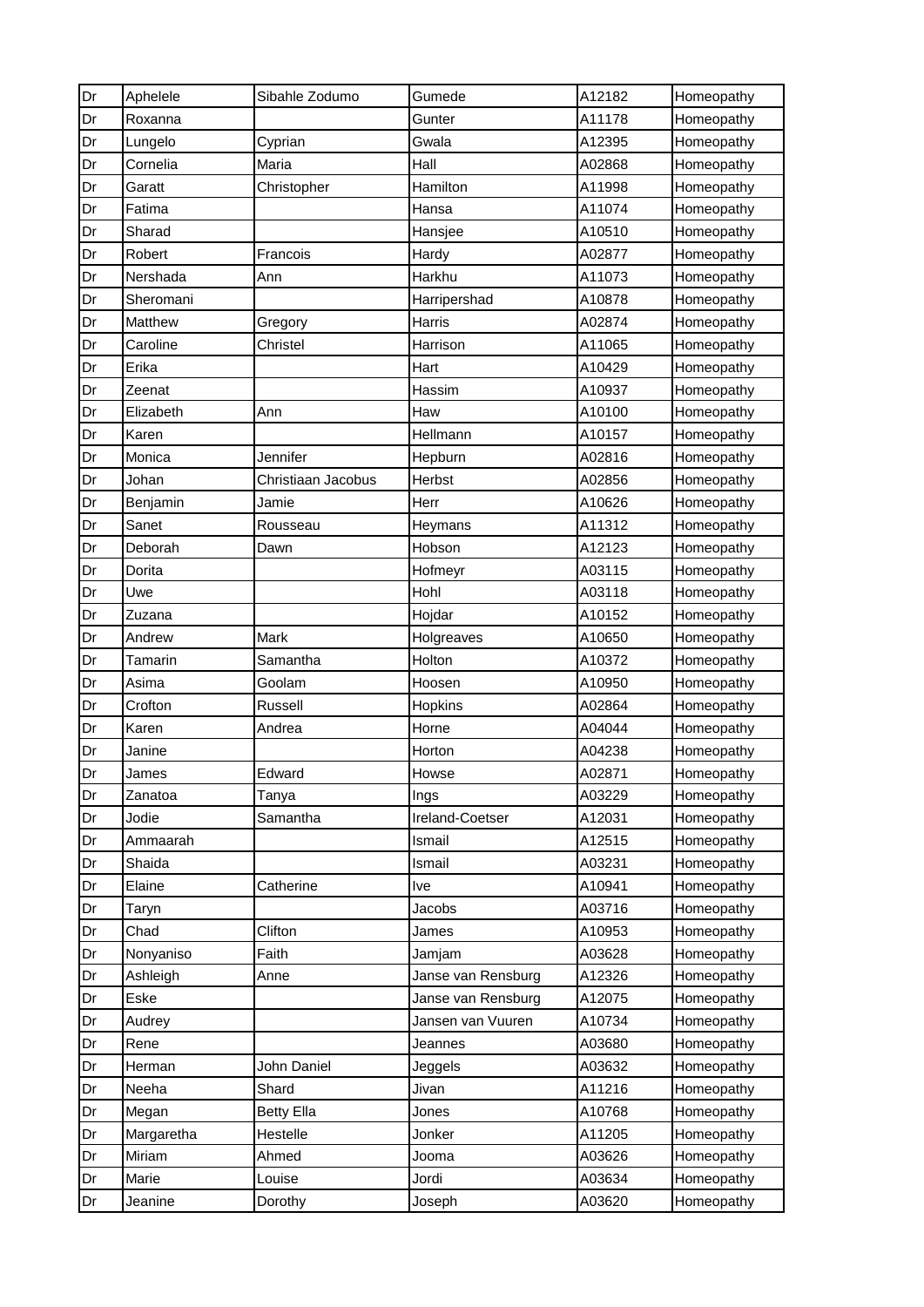| Dr | Aphelele | Sibahle Zodumo | Gumede | A12182 | Homeopathy |
|---|---|---|---|---|---|
| Dr | Roxanna | | Gunter | A11178 | Homeopathy |
| Dr | Lungelo | Cyprian | Gwala | A12395 | Homeopathy |
| Dr | Cornelia | Maria | Hall | A02868 | Homeopathy |
| Dr | Garatt | Christopher | Hamilton | A11998 | Homeopathy |
| Dr | Fatima | | Hansa | A11074 | Homeopathy |
| Dr | Sharad | | Hansjee | A10510 | Homeopathy |
| Dr | Robert | Francois | Hardy | A02877 | Homeopathy |
| Dr | Nershada | Ann | Harkhu | A11073 | Homeopathy |
| Dr | Sheromani | | Harripershad | A10878 | Homeopathy |
| Dr | Matthew | Gregory | Harris | A02874 | Homeopathy |
| Dr | Caroline | Christel | Harrison | A11065 | Homeopathy |
| Dr | Erika | | Hart | A10429 | Homeopathy |
| Dr | Zeenat | | Hassim | A10937 | Homeopathy |
| Dr | Elizabeth | Ann | Haw | A10100 | Homeopathy |
| Dr | Karen | | Hellmann | A10157 | Homeopathy |
| Dr | Monica | Jennifer | Hepburn | A02816 | Homeopathy |
| Dr | Johan | Christiaan Jacobus | Herbst | A02856 | Homeopathy |
| Dr | Benjamin | Jamie | Herr | A10626 | Homeopathy |
| Dr | Sanet | Rousseau | Heymans | A11312 | Homeopathy |
| Dr | Deborah | Dawn | Hobson | A12123 | Homeopathy |
| Dr | Dorita | | Hofmeyr | A03115 | Homeopathy |
| Dr | Uwe | | Hohl | A03118 | Homeopathy |
| Dr | Zuzana | | Hojdar | A10152 | Homeopathy |
| Dr | Andrew | Mark | Holgreaves | A10650 | Homeopathy |
| Dr | Tamarin | Samantha | Holton | A10372 | Homeopathy |
| Dr | Asima | Goolam | Hoosen | A10950 | Homeopathy |
| Dr | Crofton | Russell | Hopkins | A02864 | Homeopathy |
| Dr | Karen | Andrea | Horne | A04044 | Homeopathy |
| Dr | Janine | | Horton | A04238 | Homeopathy |
| Dr | James | Edward | Howse | A02871 | Homeopathy |
| Dr | Zanatoa | Tanya | Ings | A03229 | Homeopathy |
| Dr | Jodie | Samantha | Ireland-Coetser | A12031 | Homeopathy |
| Dr | Ammaarah | | Ismail | A12515 | Homeopathy |
| Dr | Shaida | | Ismail | A03231 | Homeopathy |
| Dr | Elaine | Catherine | Ive | A10941 | Homeopathy |
| Dr | Taryn | | Jacobs | A03716 | Homeopathy |
| Dr | Chad | Clifton | James | A10953 | Homeopathy |
| Dr | Nonyaniso | Faith | Jamjam | A03628 | Homeopathy |
| Dr | Ashleigh | Anne | Janse van Rensburg | A12326 | Homeopathy |
| Dr | Eske | | Janse van Rensburg | A12075 | Homeopathy |
| Dr | Audrey | | Jansen van Vuuren | A10734 | Homeopathy |
| Dr | Rene | | Jeannes | A03680 | Homeopathy |
| Dr | Herman | John Daniel | Jeggels | A03632 | Homeopathy |
| Dr | Neeha | Shard | Jivan | A11216 | Homeopathy |
| Dr | Megan | Betty Ella | Jones | A10768 | Homeopathy |
| Dr | Margaretha | Hestelle | Jonker | A11205 | Homeopathy |
| Dr | Miriam | Ahmed | Jooma | A03626 | Homeopathy |
| Dr | Marie | Louise | Jordi | A03634 | Homeopathy |
| Dr | Jeanine | Dorothy | Joseph | A03620 | Homeopathy |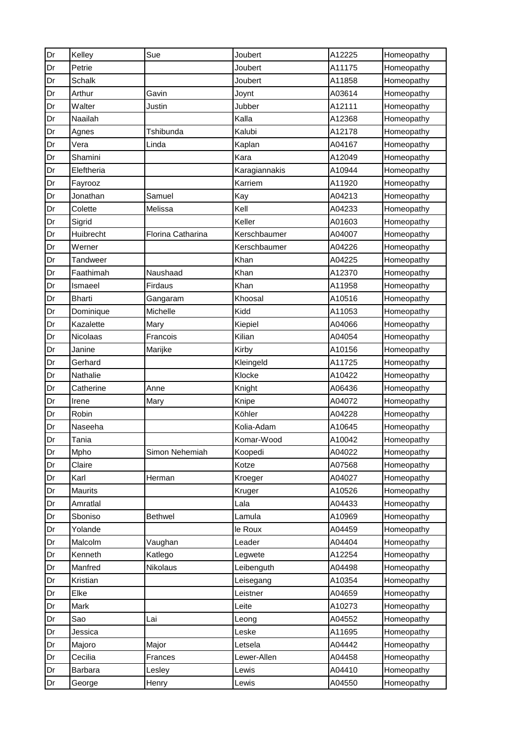| Dr | Kelley | Sue | Joubert | A12225 | Homeopathy |
|---|---|---|---|---|---|
| Dr | Petrie | | Joubert | A11175 | Homeopathy |
| Dr | Schalk | | Joubert | A11858 | Homeopathy |
| Dr | Arthur | Gavin | Joynt | A03614 | Homeopathy |
| Dr | Walter | Justin | Jubber | A12111 | Homeopathy |
| Dr | Naailah | | Kalla | A12368 | Homeopathy |
| Dr | Agnes | Tshibunda | Kalubi | A12178 | Homeopathy |
| Dr | Vera | Linda | Kaplan | A04167 | Homeopathy |
| Dr | Shamini | | Kara | A12049 | Homeopathy |
| Dr | Eleftheria | | Karagiannakis | A10944 | Homeopathy |
| Dr | Fayrooz | | Karriem | A11920 | Homeopathy |
| Dr | Jonathan | Samuel | Kay | A04213 | Homeopathy |
| Dr | Colette | Melissa | Kell | A04233 | Homeopathy |
| Dr | Sigrid | | Keller | A01603 | Homeopathy |
| Dr | Huibrecht | Florina Catharina | Kerschbaumer | A04007 | Homeopathy |
| Dr | Werner | | Kerschbaumer | A04226 | Homeopathy |
| Dr | Tandweer | | Khan | A04225 | Homeopathy |
| Dr | Faathimah | Naushaad | Khan | A12370 | Homeopathy |
| Dr | Ismaeel | Firdaus | Khan | A11958 | Homeopathy |
| Dr | Bharti | Gangaram | Khoosal | A10516 | Homeopathy |
| Dr | Dominique | Michelle | Kidd | A11053 | Homeopathy |
| Dr | Kazalette | Mary | Kiepiel | A04066 | Homeopathy |
| Dr | Nicolaas | Francois | Kilian | A04054 | Homeopathy |
| Dr | Janine | Marijke | Kirby | A10156 | Homeopathy |
| Dr | Gerhard | | Kleingeld | A11725 | Homeopathy |
| Dr | Nathalie | | Klocke | A10422 | Homeopathy |
| Dr | Catherine | Anne | Knight | A06436 | Homeopathy |
| Dr | Irene | Mary | Knipe | A04072 | Homeopathy |
| Dr | Robin | | Köhler | A04228 | Homeopathy |
| Dr | Naseeha | | Kolia-Adam | A10645 | Homeopathy |
| Dr | Tania | | Komar-Wood | A10042 | Homeopathy |
| Dr | Mpho | Simon Nehemiah | Koopedi | A04022 | Homeopathy |
| Dr | Claire | | Kotze | A07568 | Homeopathy |
| Dr | Karl | Herman | Kroeger | A04027 | Homeopathy |
| Dr | Maurits | | Kruger | A10526 | Homeopathy |
| Dr | Amratlal | | Lala | A04433 | Homeopathy |
| Dr | Sboniso | Bethwel | Lamula | A10969 | Homeopathy |
| Dr | Yolande | | le Roux | A04459 | Homeopathy |
| Dr | Malcolm | Vaughan | Leader | A04404 | Homeopathy |
| Dr | Kenneth | Katlego | Legwete | A12254 | Homeopathy |
| Dr | Manfred | Nikolaus | Leibenguth | A04498 | Homeopathy |
| Dr | Kristian | | Leisegang | A10354 | Homeopathy |
| Dr | Elke | | Leistner | A04659 | Homeopathy |
| Dr | Mark | | Leite | A10273 | Homeopathy |
| Dr | Sao | Lai | Leong | A04552 | Homeopathy |
| Dr | Jessica | | Leske | A11695 | Homeopathy |
| Dr | Majoro | Major | Letsela | A04442 | Homeopathy |
| Dr | Cecilia | Frances | Lewer-Allen | A04458 | Homeopathy |
| Dr | Barbara | Lesley | Lewis | A04410 | Homeopathy |
| Dr | George | Henry | Lewis | A04550 | Homeopathy |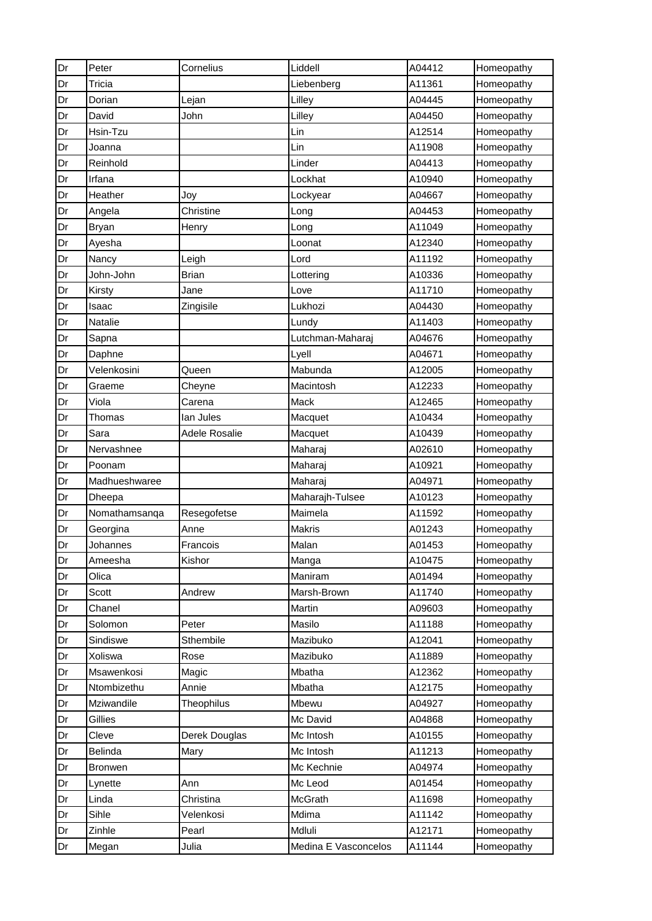| Dr | Peter | Cornelius | Liddell | A04412 | Homeopathy |
|---|---|---|---|---|---|
| Dr | Tricia | | Liebenberg | A11361 | Homeopathy |
| Dr | Dorian | Lejan | Lilley | A04445 | Homeopathy |
| Dr | David | John | Lilley | A04450 | Homeopathy |
| Dr | Hsin-Tzu | | Lin | A12514 | Homeopathy |
| Dr | Joanna | | Lin | A11908 | Homeopathy |
| Dr | Reinhold | | Linder | A04413 | Homeopathy |
| Dr | Irfana | | Lockhat | A10940 | Homeopathy |
| Dr | Heather | Joy | Lockyear | A04667 | Homeopathy |
| Dr | Angela | Christine | Long | A04453 | Homeopathy |
| Dr | Bryan | Henry | Long | A11049 | Homeopathy |
| Dr | Ayesha | | Loonat | A12340 | Homeopathy |
| Dr | Nancy | Leigh | Lord | A11192 | Homeopathy |
| Dr | John-John | Brian | Lottering | A10336 | Homeopathy |
| Dr | Kirsty | Jane | Love | A11710 | Homeopathy |
| Dr | Isaac | Zingisile | Lukhozi | A04430 | Homeopathy |
| Dr | Natalie | | Lundy | A11403 | Homeopathy |
| Dr | Sapna | | Lutchman-Maharaj | A04676 | Homeopathy |
| Dr | Daphne | | Lyell | A04671 | Homeopathy |
| Dr | Velenkosini | Queen | Mabunda | A12005 | Homeopathy |
| Dr | Graeme | Cheyne | Macintosh | A12233 | Homeopathy |
| Dr | Viola | Carena | Mack | A12465 | Homeopathy |
| Dr | Thomas | Ian Jules | Macquet | A10434 | Homeopathy |
| Dr | Sara | Adele Rosalie | Macquet | A10439 | Homeopathy |
| Dr | Nervashnee | | Maharaj | A02610 | Homeopathy |
| Dr | Poonam | | Maharaj | A10921 | Homeopathy |
| Dr | Madhueshwaree | | Maharaj | A04971 | Homeopathy |
| Dr | Dheepa | | Maharajh-Tulsee | A10123 | Homeopathy |
| Dr | Nomathamsanqa | Resegofetse | Maimela | A11592 | Homeopathy |
| Dr | Georgina | Anne | Makris | A01243 | Homeopathy |
| Dr | Johannes | Francois | Malan | A01453 | Homeopathy |
| Dr | Ameesha | Kishor | Manga | A10475 | Homeopathy |
| Dr | Olica | | Maniram | A01494 | Homeopathy |
| Dr | Scott | Andrew | Marsh-Brown | A11740 | Homeopathy |
| Dr | Chanel | | Martin | A09603 | Homeopathy |
| Dr | Solomon | Peter | Masilo | A11188 | Homeopathy |
| Dr | Sindiswe | Sthembile | Mazibuko | A12041 | Homeopathy |
| Dr | Xoliswa | Rose | Mazibuko | A11889 | Homeopathy |
| Dr | Msawenkosi | Magic | Mbatha | A12362 | Homeopathy |
| Dr | Ntombizethu | Annie | Mbatha | A12175 | Homeopathy |
| Dr | Mziwandile | Theophilus | Mbewu | A04927 | Homeopathy |
| Dr | Gillies | | Mc David | A04868 | Homeopathy |
| Dr | Cleve | Derek Douglas | Mc Intosh | A10155 | Homeopathy |
| Dr | Belinda | Mary | Mc Intosh | A11213 | Homeopathy |
| Dr | Bronwen | | Mc Kechnie | A04974 | Homeopathy |
| Dr | Lynette | Ann | Mc Leod | A01454 | Homeopathy |
| Dr | Linda | Christina | McGrath | A11698 | Homeopathy |
| Dr | Sihle | Velenkosi | Mdima | A11142 | Homeopathy |
| Dr | Zinhle | Pearl | Mdluli | A12171 | Homeopathy |
| Dr | Megan | Julia | Medina E Vasconcelos | A11144 | Homeopathy |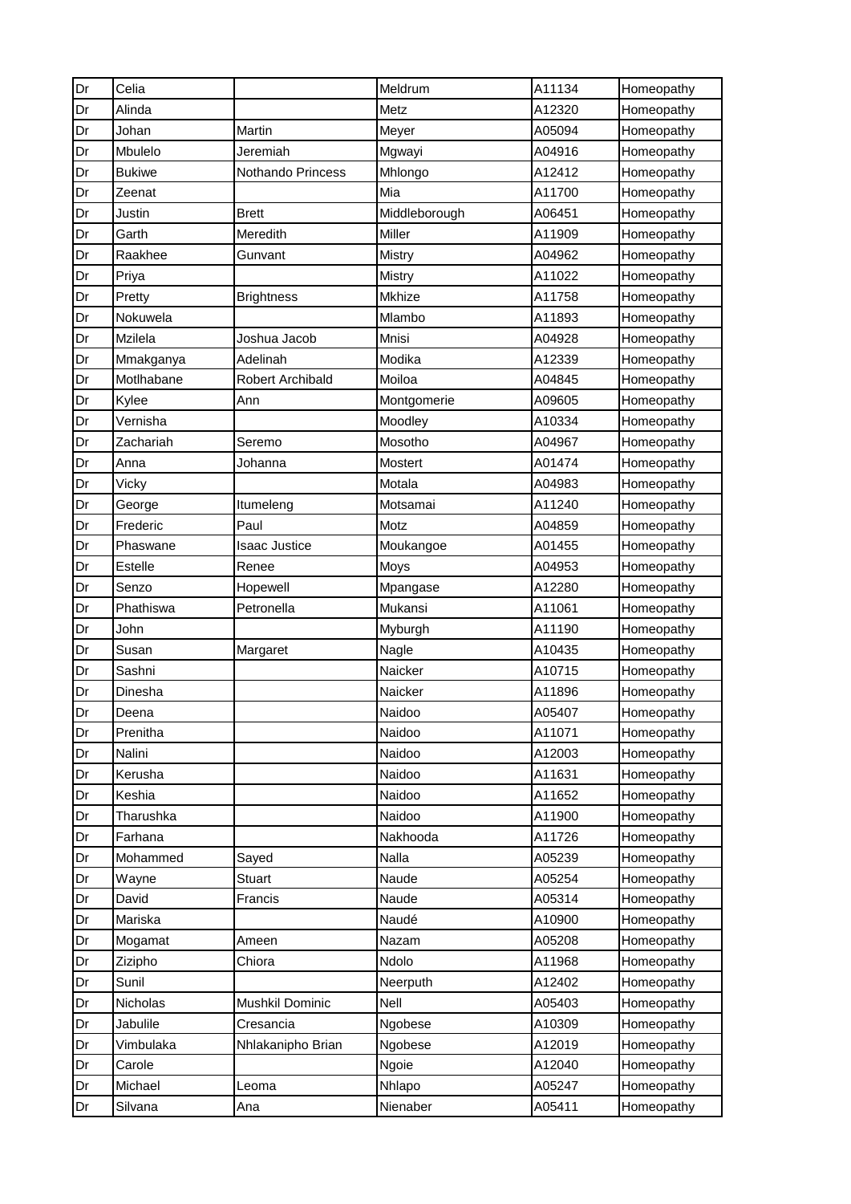| Dr | Celia | | Meldrum | A11134 | Homeopathy |
|---|---|---|---|---|---|
| Dr | Alinda | | Metz | A12320 | Homeopathy |
| Dr | Johan | Martin | Meyer | A05094 | Homeopathy |
| Dr | Mbulelo | Jeremiah | Mgwayi | A04916 | Homeopathy |
| Dr | Bukiwe | Nothando Princess | Mhlongo | A12412 | Homeopathy |
| Dr | Zeenat | | Mia | A11700 | Homeopathy |
| Dr | Justin | Brett | Middleborough | A06451 | Homeopathy |
| Dr | Garth | Meredith | Miller | A11909 | Homeopathy |
| Dr | Raakhee | Gunvant | Mistry | A04962 | Homeopathy |
| Dr | Priya | | Mistry | A11022 | Homeopathy |
| Dr | Pretty | Brightness | Mkhize | A11758 | Homeopathy |
| Dr | Nokuwela | | Mlambo | A11893 | Homeopathy |
| Dr | Mzilela | Joshua Jacob | Mnisi | A04928 | Homeopathy |
| Dr | Mmakganya | Adelinah | Modika | A12339 | Homeopathy |
| Dr | Motlhabane | Robert Archibald | Moiloa | A04845 | Homeopathy |
| Dr | Kylee | Ann | Montgomerie | A09605 | Homeopathy |
| Dr | Vernisha | | Moodley | A10334 | Homeopathy |
| Dr | Zachariah | Seremo | Mosotho | A04967 | Homeopathy |
| Dr | Anna | Johanna | Mostert | A01474 | Homeopathy |
| Dr | Vicky | | Motala | A04983 | Homeopathy |
| Dr | George | Itumeleng | Motsamai | A11240 | Homeopathy |
| Dr | Frederic | Paul | Motz | A04859 | Homeopathy |
| Dr | Phaswane | Isaac Justice | Moukangoe | A01455 | Homeopathy |
| Dr | Estelle | Renee | Moys | A04953 | Homeopathy |
| Dr | Senzo | Hopewell | Mpangase | A12280 | Homeopathy |
| Dr | Phathiswa | Petronella | Mukansi | A11061 | Homeopathy |
| Dr | John | | Myburgh | A11190 | Homeopathy |
| Dr | Susan | Margaret | Nagle | A10435 | Homeopathy |
| Dr | Sashni | | Naicker | A10715 | Homeopathy |
| Dr | Dinesha | | Naicker | A11896 | Homeopathy |
| Dr | Deena | | Naidoo | A05407 | Homeopathy |
| Dr | Prenitha | | Naidoo | A11071 | Homeopathy |
| Dr | Nalini | | Naidoo | A12003 | Homeopathy |
| Dr | Kerusha | | Naidoo | A11631 | Homeopathy |
| Dr | Keshia | | Naidoo | A11652 | Homeopathy |
| Dr | Tharushka | | Naidoo | A11900 | Homeopathy |
| Dr | Farhana | | Nakhooda | A11726 | Homeopathy |
| Dr | Mohammed | Sayed | Nalla | A05239 | Homeopathy |
| Dr | Wayne | Stuart | Naude | A05254 | Homeopathy |
| Dr | David | Francis | Naude | A05314 | Homeopathy |
| Dr | Mariska | | Naudé | A10900 | Homeopathy |
| Dr | Mogamat | Ameen | Nazam | A05208 | Homeopathy |
| Dr | Zizipho | Chiora | Ndolo | A11968 | Homeopathy |
| Dr | Sunil | | Neerputh | A12402 | Homeopathy |
| Dr | Nicholas | Mushkil Dominic | Nell | A05403 | Homeopathy |
| Dr | Jabulile | Cresancia | Ngobese | A10309 | Homeopathy |
| Dr | Vimbulaka | Nhlakanipho Brian | Ngobese | A12019 | Homeopathy |
| Dr | Carole | | Ngoie | A12040 | Homeopathy |
| Dr | Michael | Leoma | Nhlapo | A05247 | Homeopathy |
| Dr | Silvana | Ana | Nienaber | A05411 | Homeopathy |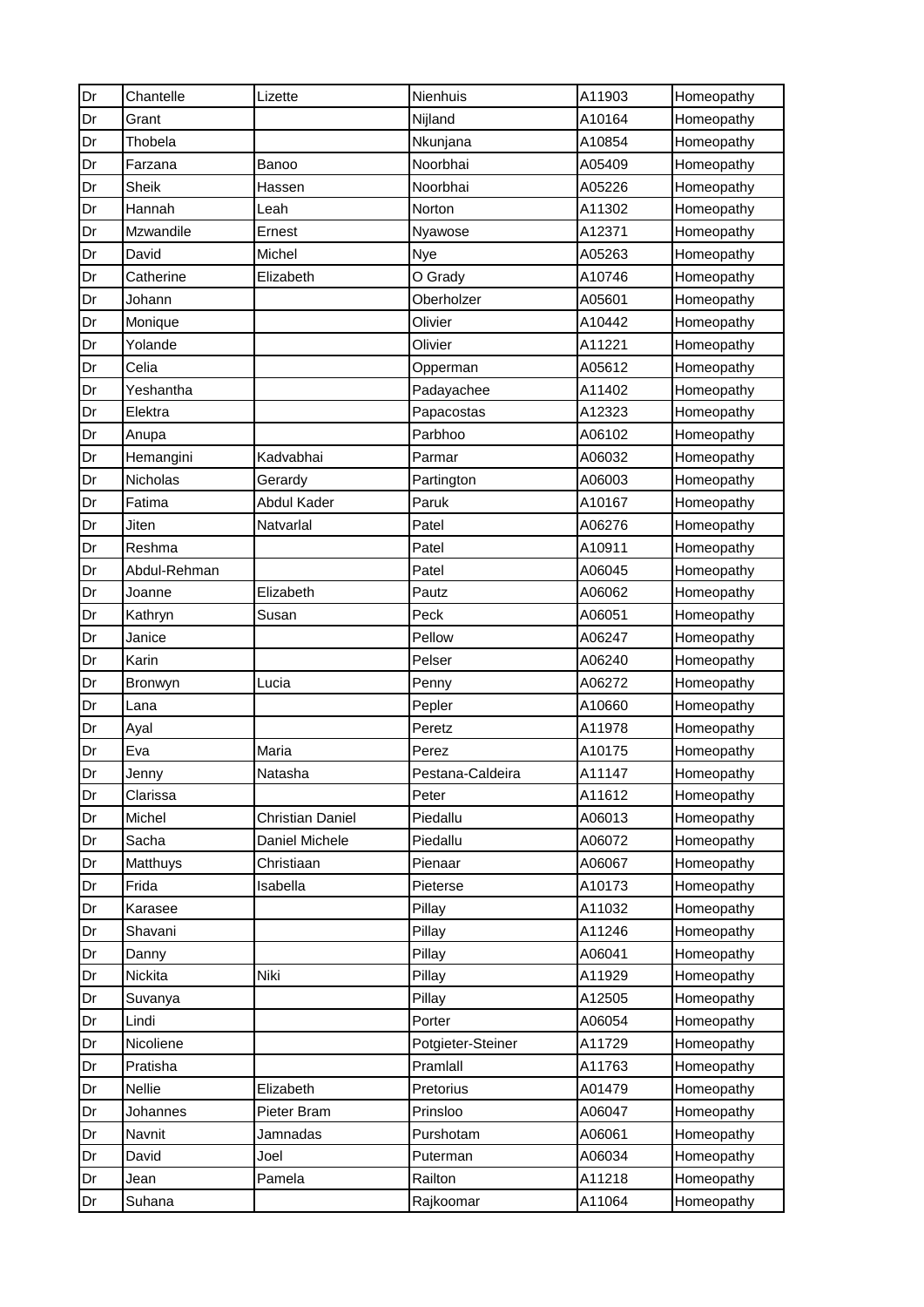| | | | | | |
|---|---|---|---|---|---|
| Dr | Chantelle | Lizette | Nienhuis | A11903 | Homeopathy |
| Dr | Grant | | Nijland | A10164 | Homeopathy |
| Dr | Thobela | | Nkunjana | A10854 | Homeopathy |
| Dr | Farzana | Banoo | Noorbhai | A05409 | Homeopathy |
| Dr | Sheik | Hassen | Noorbhai | A05226 | Homeopathy |
| Dr | Hannah | Leah | Norton | A11302 | Homeopathy |
| Dr | Mzwandile | Ernest | Nyawose | A12371 | Homeopathy |
| Dr | David | Michel | Nye | A05263 | Homeopathy |
| Dr | Catherine | Elizabeth | O Grady | A10746 | Homeopathy |
| Dr | Johann | | Oberholzer | A05601 | Homeopathy |
| Dr | Monique | | Olivier | A10442 | Homeopathy |
| Dr | Yolande | | Olivier | A11221 | Homeopathy |
| Dr | Celia | | Opperman | A05612 | Homeopathy |
| Dr | Yeshantha | | Padayachee | A11402 | Homeopathy |
| Dr | Elektra | | Papacostas | A12323 | Homeopathy |
| Dr | Anupa | | Parbhoo | A06102 | Homeopathy |
| Dr | Hemangini | Kadvabhai | Parmar | A06032 | Homeopathy |
| Dr | Nicholas | Gerardy | Partington | A06003 | Homeopathy |
| Dr | Fatima | Abdul Kader | Paruk | A10167 | Homeopathy |
| Dr | Jiten | Natvarlal | Patel | A06276 | Homeopathy |
| Dr | Reshma | | Patel | A10911 | Homeopathy |
| Dr | Abdul-Rehman | | Patel | A06045 | Homeopathy |
| Dr | Joanne | Elizabeth | Pautz | A06062 | Homeopathy |
| Dr | Kathryn | Susan | Peck | A06051 | Homeopathy |
| Dr | Janice | | Pellow | A06247 | Homeopathy |
| Dr | Karin | | Pelser | A06240 | Homeopathy |
| Dr | Bronwyn | Lucia | Penny | A06272 | Homeopathy |
| Dr | Lana | | Pepler | A10660 | Homeopathy |
| Dr | Ayal | | Peretz | A11978 | Homeopathy |
| Dr | Eva | Maria | Perez | A10175 | Homeopathy |
| Dr | Jenny | Natasha | Pestana-Caldeira | A11147 | Homeopathy |
| Dr | Clarissa | | Peter | A11612 | Homeopathy |
| Dr | Michel | Christian Daniel | Piedallu | A06013 | Homeopathy |
| Dr | Sacha | Daniel Michele | Piedallu | A06072 | Homeopathy |
| Dr | Matthuys | Christiaan | Pienaar | A06067 | Homeopathy |
| Dr | Frida | Isabella | Pieterse | A10173 | Homeopathy |
| Dr | Karasee | | Pillay | A11032 | Homeopathy |
| Dr | Shavani | | Pillay | A11246 | Homeopathy |
| Dr | Danny | | Pillay | A06041 | Homeopathy |
| Dr | Nickita | Niki | Pillay | A11929 | Homeopathy |
| Dr | Suvanya | | Pillay | A12505 | Homeopathy |
| Dr | Lindi | | Porter | A06054 | Homeopathy |
| Dr | Nicoliene | | Potgieter-Steiner | A11729 | Homeopathy |
| Dr | Pratisha | | Pramlall | A11763 | Homeopathy |
| Dr | Nellie | Elizabeth | Pretorius | A01479 | Homeopathy |
| Dr | Johannes | Pieter Bram | Prinsloo | A06047 | Homeopathy |
| Dr | Navnit | Jamnadas | Purshotam | A06061 | Homeopathy |
| Dr | David | Joel | Puterman | A06034 | Homeopathy |
| Dr | Jean | Pamela | Railton | A11218 | Homeopathy |
| Dr | Suhana | | Rajkoomar | A11064 | Homeopathy |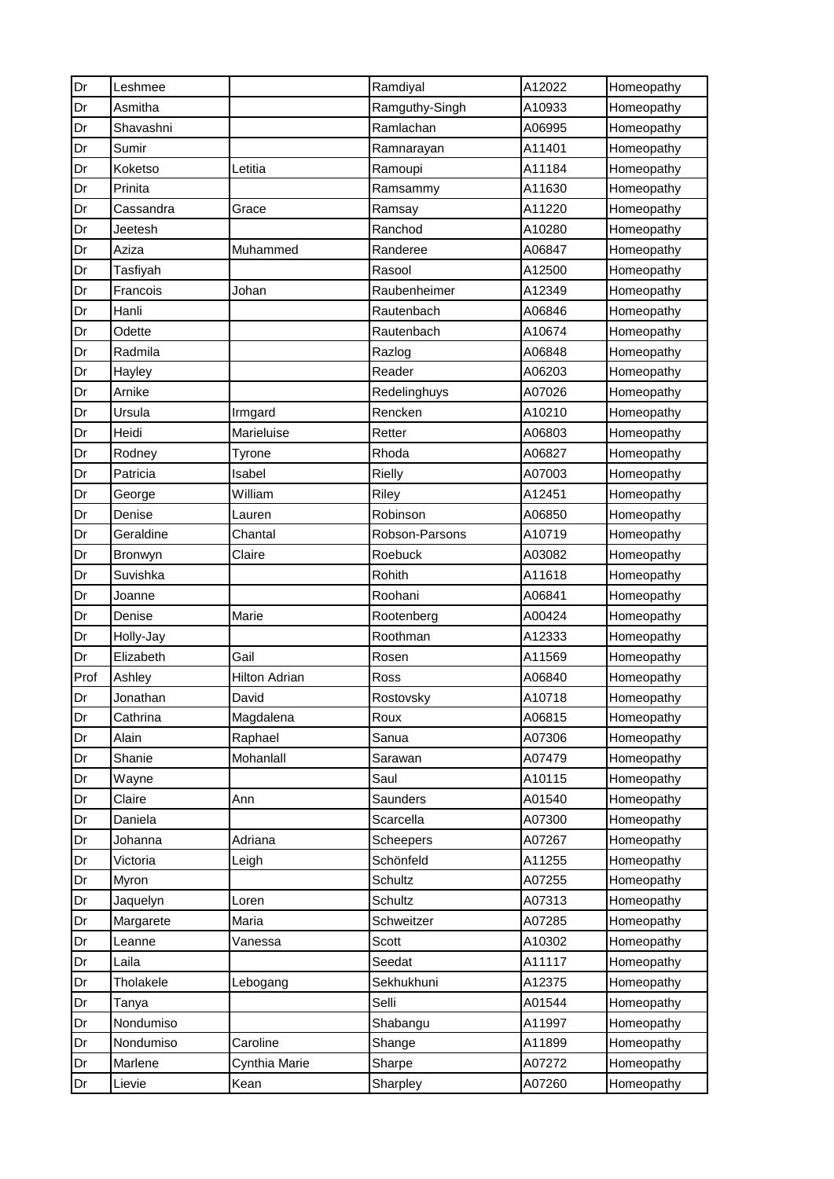| Dr | Leshmee | | Ramdiyal | A12022 | Homeopathy |
|---|---|---|---|---|---|
| Dr | Asmitha | | Ramguthy-Singh | A10933 | Homeopathy |
| Dr | Shavashni | | Ramlachan | A06995 | Homeopathy |
| Dr | Sumir | | Ramnarayan | A11401 | Homeopathy |
| Dr | Koketso | Letitia | Ramoupi | A11184 | Homeopathy |
| Dr | Prinita | | Ramsammy | A11630 | Homeopathy |
| Dr | Cassandra | Grace | Ramsay | A11220 | Homeopathy |
| Dr | Jeetesh | | Ranchod | A10280 | Homeopathy |
| Dr | Aziza | Muhammed | Randeree | A06847 | Homeopathy |
| Dr | Tasfiyah | | Rasool | A12500 | Homeopathy |
| Dr | Francois | Johan | Raubenheimer | A12349 | Homeopathy |
| Dr | Hanli | | Rautenbach | A06846 | Homeopathy |
| Dr | Odette | | Rautenbach | A10674 | Homeopathy |
| Dr | Radmila | | Razlog | A06848 | Homeopathy |
| Dr | Hayley | | Reader | A06203 | Homeopathy |
| Dr | Arnike | | Redelinghuys | A07026 | Homeopathy |
| Dr | Ursula | Irmgard | Rencken | A10210 | Homeopathy |
| Dr | Heidi | Marieluise | Retter | A06803 | Homeopathy |
| Dr | Rodney | Tyrone | Rhoda | A06827 | Homeopathy |
| Dr | Patricia | Isabel | Rielly | A07003 | Homeopathy |
| Dr | George | William | Riley | A12451 | Homeopathy |
| Dr | Denise | Lauren | Robinson | A06850 | Homeopathy |
| Dr | Geraldine | Chantal | Robson-Parsons | A10719 | Homeopathy |
| Dr | Bronwyn | Claire | Roebuck | A03082 | Homeopathy |
| Dr | Suvishka | | Rohith | A11618 | Homeopathy |
| Dr | Joanne | | Roohani | A06841 | Homeopathy |
| Dr | Denise | Marie | Rootenberg | A00424 | Homeopathy |
| Dr | Holly-Jay | | Roothman | A12333 | Homeopathy |
| Dr | Elizabeth | Gail | Rosen | A11569 | Homeopathy |
| Prof | Ashley | Hilton Adrian | Ross | A06840 | Homeopathy |
| Dr | Jonathan | David | Rostovsky | A10718 | Homeopathy |
| Dr | Cathrina | Magdalena | Roux | A06815 | Homeopathy |
| Dr | Alain | Raphael | Sanua | A07306 | Homeopathy |
| Dr | Shanie | Mohanlall | Sarawan | A07479 | Homeopathy |
| Dr | Wayne | | Saul | A10115 | Homeopathy |
| Dr | Claire | Ann | Saunders | A01540 | Homeopathy |
| Dr | Daniela | | Scarcella | A07300 | Homeopathy |
| Dr | Johanna | Adriana | Scheepers | A07267 | Homeopathy |
| Dr | Victoria | Leigh | Schönfeld | A11255 | Homeopathy |
| Dr | Myron | | Schultz | A07255 | Homeopathy |
| Dr | Jaquelyn | Loren | Schultz | A07313 | Homeopathy |
| Dr | Margarete | Maria | Schweitzer | A07285 | Homeopathy |
| Dr | Leanne | Vanessa | Scott | A10302 | Homeopathy |
| Dr | Laila | | Seedat | A11117 | Homeopathy |
| Dr | Tholakele | Lebogang | Sekhukhuni | A12375 | Homeopathy |
| Dr | Tanya | | Selli | A01544 | Homeopathy |
| Dr | Nondumiso | | Shabangu | A11997 | Homeopathy |
| Dr | Nondumiso | Caroline | Shange | A11899 | Homeopathy |
| Dr | Marlene | Cynthia Marie | Sharpe | A07272 | Homeopathy |
| Dr | Lievie | Kean | Sharpley | A07260 | Homeopathy |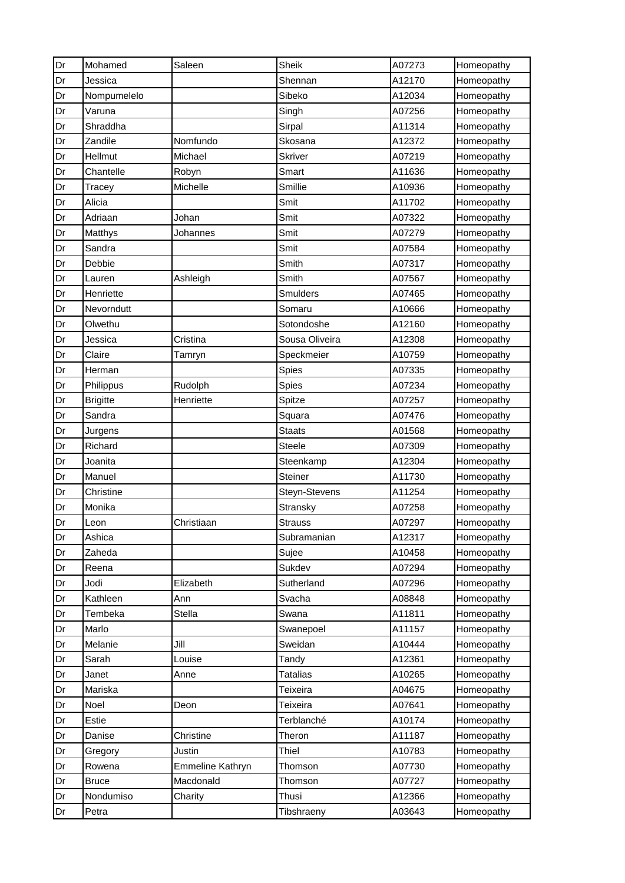| Dr | Mohamed | Saleen | Sheik | A07273 | Homeopathy |
|---|---|---|---|---|---|
| Dr | Jessica | | Shennan | A12170 | Homeopathy |
| Dr | Nompumelelo | | Sibeko | A12034 | Homeopathy |
| Dr | Varuna | | Singh | A07256 | Homeopathy |
| Dr | Shraddha | | Sirpal | A11314 | Homeopathy |
| Dr | Zandile | Nomfundo | Skosana | A12372 | Homeopathy |
| Dr | Hellmut | Michael | Skriver | A07219 | Homeopathy |
| Dr | Chantelle | Robyn | Smart | A11636 | Homeopathy |
| Dr | Tracey | Michelle | Smillie | A10936 | Homeopathy |
| Dr | Alicia | | Smit | A11702 | Homeopathy |
| Dr | Adriaan | Johan | Smit | A07322 | Homeopathy |
| Dr | Matthys | Johannes | Smit | A07279 | Homeopathy |
| Dr | Sandra | | Smit | A07584 | Homeopathy |
| Dr | Debbie | | Smith | A07317 | Homeopathy |
| Dr | Lauren | Ashleigh | Smith | A07567 | Homeopathy |
| Dr | Henriette | | Smulders | A07465 | Homeopathy |
| Dr | Nevorndutt | | Somaru | A10666 | Homeopathy |
| Dr | Olwethu | | Sotondoshe | A12160 | Homeopathy |
| Dr | Jessica | Cristina | Sousa Oliveira | A12308 | Homeopathy |
| Dr | Claire | Tamryn | Speckmeier | A10759 | Homeopathy |
| Dr | Herman | | Spies | A07335 | Homeopathy |
| Dr | Philippus | Rudolph | Spies | A07234 | Homeopathy |
| Dr | Brigitte | Henriette | Spitze | A07257 | Homeopathy |
| Dr | Sandra | | Squara | A07476 | Homeopathy |
| Dr | Jurgens | | Staats | A01568 | Homeopathy |
| Dr | Richard | | Steele | A07309 | Homeopathy |
| Dr | Joanita | | Steenkamp | A12304 | Homeopathy |
| Dr | Manuel | | Steiner | A11730 | Homeopathy |
| Dr | Christine | | Steyn-Stevens | A11254 | Homeopathy |
| Dr | Monika | | Stransky | A07258 | Homeopathy |
| Dr | Leon | Christiaan | Strauss | A07297 | Homeopathy |
| Dr | Ashica | | Subramanian | A12317 | Homeopathy |
| Dr | Zaheda | | Sujee | A10458 | Homeopathy |
| Dr | Reena | | Sukdev | A07294 | Homeopathy |
| Dr | Jodi | Elizabeth | Sutherland | A07296 | Homeopathy |
| Dr | Kathleen | Ann | Svacha | A08848 | Homeopathy |
| Dr | Tembeka | Stella | Swana | A11811 | Homeopathy |
| Dr | Marlo | | Swanepoel | A11157 | Homeopathy |
| Dr | Melanie | Jill | Sweidan | A10444 | Homeopathy |
| Dr | Sarah | Louise | Tandy | A12361 | Homeopathy |
| Dr | Janet | Anne | Tatalias | A10265 | Homeopathy |
| Dr | Mariska | | Teixeira | A04675 | Homeopathy |
| Dr | Noel | Deon | Teixeira | A07641 | Homeopathy |
| Dr | Estie | | Terblanché | A10174 | Homeopathy |
| Dr | Danise | Christine | Theron | A11187 | Homeopathy |
| Dr | Gregory | Justin | Thiel | A10783 | Homeopathy |
| Dr | Rowena | Emmeline Kathryn | Thomson | A07730 | Homeopathy |
| Dr | Bruce | Macdonald | Thomson | A07727 | Homeopathy |
| Dr | Nondumiso | Charity | Thusi | A12366 | Homeopathy |
| Dr | Petra | | Tibshraeny | A03643 | Homeopathy |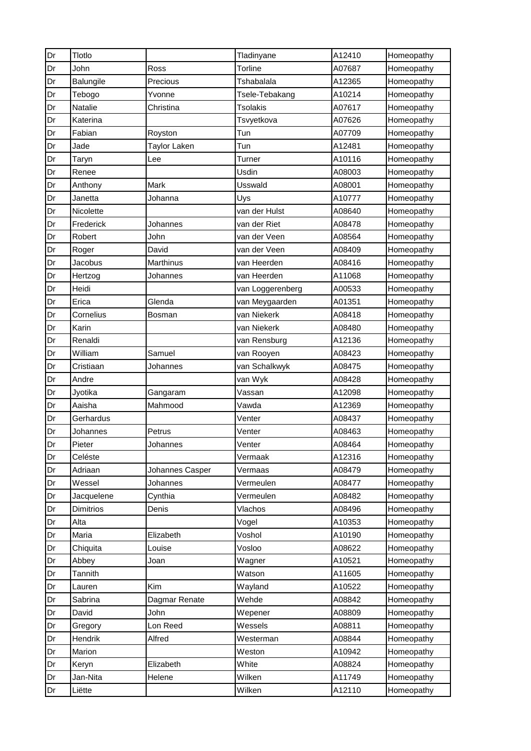| Dr | Tlotlo | | Tladinyane | A12410 | Homeopathy |
|---|---|---|---|---|---|
| Dr | John | Ross | Torline | A07687 | Homeopathy |
| Dr | Balungile | Precious | Tshabalala | A12365 | Homeopathy |
| Dr | Tebogo | Yvonne | Tsele-Tebakang | A10214 | Homeopathy |
| Dr | Natalie | Christina | Tsolakis | A07617 | Homeopathy |
| Dr | Katerina | | Tsvyetkova | A07626 | Homeopathy |
| Dr | Fabian | Royston | Tun | A07709 | Homeopathy |
| Dr | Jade | Taylor Laken | Tun | A12481 | Homeopathy |
| Dr | Taryn | Lee | Turner | A10116 | Homeopathy |
| Dr | Renee | | Usdin | A08003 | Homeopathy |
| Dr | Anthony | Mark | Usswald | A08001 | Homeopathy |
| Dr | Janetta | Johanna | Uys | A10777 | Homeopathy |
| Dr | Nicolette | | van der Hulst | A08640 | Homeopathy |
| Dr | Frederick | Johannes | van der Riet | A08478 | Homeopathy |
| Dr | Robert | John | van der Veen | A08564 | Homeopathy |
| Dr | Roger | David | van der Veen | A08409 | Homeopathy |
| Dr | Jacobus | Marthinus | van Heerden | A08416 | Homeopathy |
| Dr | Hertzog | Johannes | van Heerden | A11068 | Homeopathy |
| Dr | Heidi | | van Loggerenberg | A00533 | Homeopathy |
| Dr | Erica | Glenda | van Meygaarden | A01351 | Homeopathy |
| Dr | Cornelius | Bosman | van Niekerk | A08418 | Homeopathy |
| Dr | Karin | | van Niekerk | A08480 | Homeopathy |
| Dr | Renaldi | | van Rensburg | A12136 | Homeopathy |
| Dr | William | Samuel | van Rooyen | A08423 | Homeopathy |
| Dr | Cristiaan | Johannes | van Schalkwyk | A08475 | Homeopathy |
| Dr | Andre | | van Wyk | A08428 | Homeopathy |
| Dr | Jyotika | Gangaram | Vassan | A12098 | Homeopathy |
| Dr | Aaisha | Mahmood | Vawda | A12369 | Homeopathy |
| Dr | Gerhardus | | Venter | A08437 | Homeopathy |
| Dr | Johannes | Petrus | Venter | A08463 | Homeopathy |
| Dr | Pieter | Johannes | Venter | A08464 | Homeopathy |
| Dr | Celéste | | Vermaak | A12316 | Homeopathy |
| Dr | Adriaan | Johannes Casper | Vermaas | A08479 | Homeopathy |
| Dr | Wessel | Johannes | Vermeulen | A08477 | Homeopathy |
| Dr | Jacquelene | Cynthia | Vermeulen | A08482 | Homeopathy |
| Dr | Dimitrios | Denis | Vlachos | A08496 | Homeopathy |
| Dr | Alta | | Vogel | A10353 | Homeopathy |
| Dr | Maria | Elizabeth | Voshol | A10190 | Homeopathy |
| Dr | Chiquita | Louise | Vosloo | A08622 | Homeopathy |
| Dr | Abbey | Joan | Wagner | A10521 | Homeopathy |
| Dr | Tannith | | Watson | A11605 | Homeopathy |
| Dr | Lauren | Kim | Wayland | A10522 | Homeopathy |
| Dr | Sabrina | Dagmar Renate | Wehde | A08842 | Homeopathy |
| Dr | David | John | Wepener | A08809 | Homeopathy |
| Dr | Gregory | Lon Reed | Wessels | A08811 | Homeopathy |
| Dr | Hendrik | Alfred | Westerman | A08844 | Homeopathy |
| Dr | Marion | | Weston | A10942 | Homeopathy |
| Dr | Keryn | Elizabeth | White | A08824 | Homeopathy |
| Dr | Jan-Nita | Helene | Wilken | A11749 | Homeopathy |
| Dr | Liëtte | | Wilken | A12110 | Homeopathy |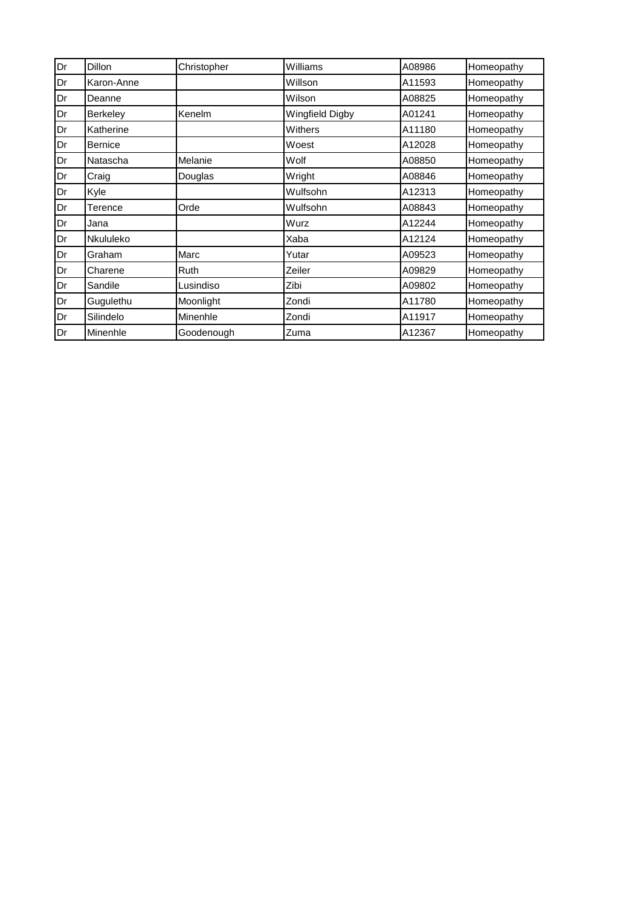| | | | | | |
|---|---|---|---|---|---|
| Dr | Dillon | Christopher | Williams | A08986 | Homeopathy |
| Dr | Karon-Anne | | Willson | A11593 | Homeopathy |
| Dr | Deanne | | Wilson | A08825 | Homeopathy |
| Dr | Berkeley | Kenelm | Wingfield Digby | A01241 | Homeopathy |
| Dr | Katherine | | Withers | A11180 | Homeopathy |
| Dr | Bernice | | Woest | A12028 | Homeopathy |
| Dr | Natascha | Melanie | Wolf | A08850 | Homeopathy |
| Dr | Craig | Douglas | Wright | A08846 | Homeopathy |
| Dr | Kyle | | Wulfsohn | A12313 | Homeopathy |
| Dr | Terence | Orde | Wulfsohn | A08843 | Homeopathy |
| Dr | Jana | | Wurz | A12244 | Homeopathy |
| Dr | Nkululeko | | Xaba | A12124 | Homeopathy |
| Dr | Graham | Marc | Yutar | A09523 | Homeopathy |
| Dr | Charene | Ruth | Zeiler | A09829 | Homeopathy |
| Dr | Sandile | Lusindiso | Zibi | A09802 | Homeopathy |
| Dr | Gugulethu | Moonlight | Zondi | A11780 | Homeopathy |
| Dr | Silindelo | Minenhle | Zondi | A11917 | Homeopathy |
| Dr | Minenhle | Goodenough | Zuma | A12367 | Homeopathy |